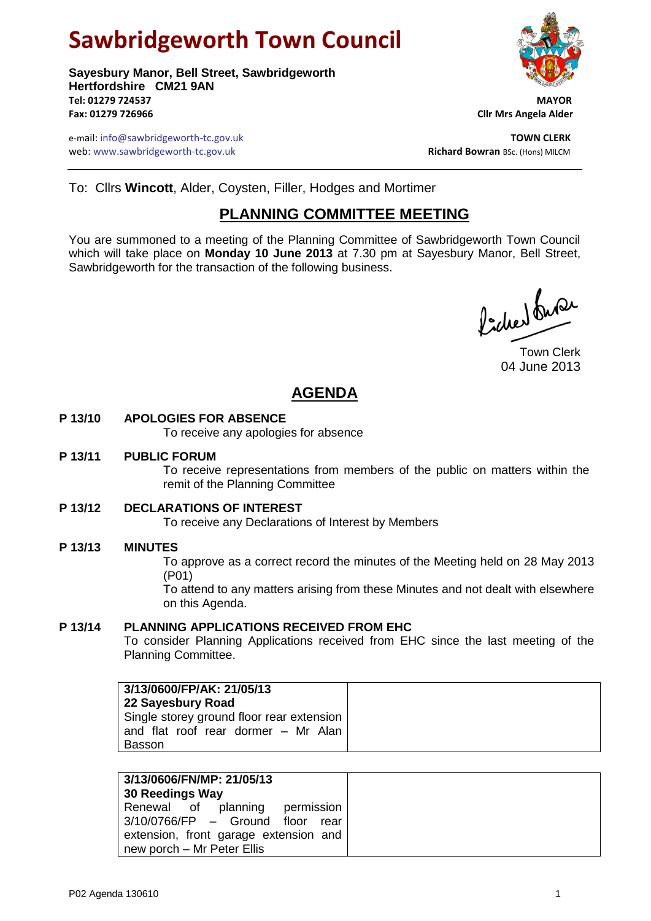# Sawbridgeworth Town Council

**Sayesbury Manor, Bell Street, Sawbridgeworth**
**Hertfordshire CM21 9AN**
**Tel: 01279 724537**
**Fax: 01279 726966**

e-mail: info@sawbridgeworth-tc.gov.uk
web: www.sawbridgeworth-tc.gov.uk

**MAYOR**
**Cllr Mrs Angela Alder**

**TOWN CLERK**
**Richard Bowran** BSc. (Hons) MILCM

To: Cllrs **Wincott**, Alder, Coysten, Filler, Hodges and Mortimer

## PLANNING COMMITTEE MEETING

You are summoned to a meeting of the Planning Committee of Sawbridgeworth Town Council which will take place on **Monday 10 June 2013** at 7.30 pm at Sayesbury Manor, Bell Street, Sawbridgeworth for the transaction of the following business.

Town Clerk
04 June 2013

## AGENDA

**P 13/10 APOLOGIES FOR ABSENCE**

To receive any apologies for absence

**P 13/11 PUBLIC FORUM**

To receive representations from members of the public on matters within the remit of the Planning Committee

**P 13/12 DECLARATIONS OF INTEREST**

To receive any Declarations of Interest by Members

**P 13/13 MINUTES**

To approve as a correct record the minutes of the Meeting held on 28 May 2013 (P01)

To attend to any matters arising from these Minutes and not dealt with elsewhere on this Agenda.

**P 13/14 PLANNING APPLICATIONS RECEIVED FROM EHC**

To consider Planning Applications received from EHC since the last meeting of the Planning Committee.

| | |
|---|---|
| **3/13/0600/FP/AK: 21/05/13**<br>**22 Sayesbury Road**<br>Single storey ground floor rear extension and flat roof rear dormer – Mr Alan Basson | |

| | |
|---|---|
| **3/13/0606/FN/MP: 21/05/13**<br>**30 Reedings Way**<br>Renewal of planning permission 3/10/0766/FP – Ground floor rear extension, front garage extension and new porch – Mr Peter Ellis | |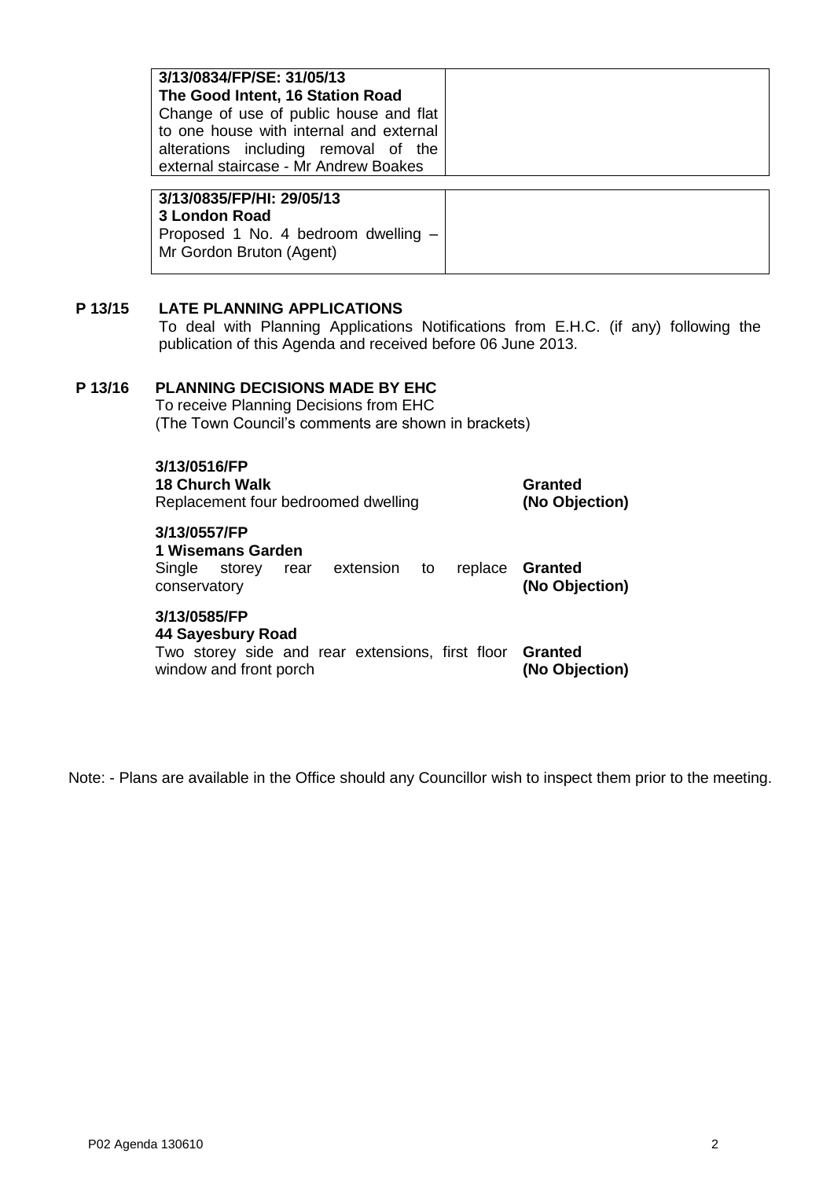| | |
|---|---|
| **3/13/0834/FP/SE: 31/05/13**<br>**The Good Intent, 16 Station Road**<br>Change of use of public house and flat to one house with internal and external alterations including removal of the external staircase - Mr Andrew Boakes | |

| | |
|---|---|
| **3/13/0835/FP/HI: 29/05/13**<br>**3 London Road**<br>Proposed 1 No. 4 bedroom dwelling – Mr Gordon Bruton (Agent) | |

**P 13/15 LATE PLANNING APPLICATIONS**

To deal with Planning Applications Notifications from E.H.C. (if any) following the publication of this Agenda and received before 06 June 2013.

**P 13/16 PLANNING DECISIONS MADE BY EHC**

To receive Planning Decisions from EHC
(The Town Council's comments are shown in brackets)

| | |
|---|---|
| **3/13/0516/FP**<br>**18 Church Walk**<br>Replacement four bedroomed dwelling | **Granted**<br>**(No Objection)** |
| **3/13/0557/FP**<br>**1 Wisemans Garden**<br>Single storey rear extension to replace conservatory | **Granted**<br>**(No Objection)** |
| **3/13/0585/FP**<br>**44 Sayesbury Road**<br>Two storey side and rear extensions, first floor window and front porch | **Granted**<br>**(No Objection)** |

Note: - Plans are available in the Office should any Councillor wish to inspect them prior to the meeting.